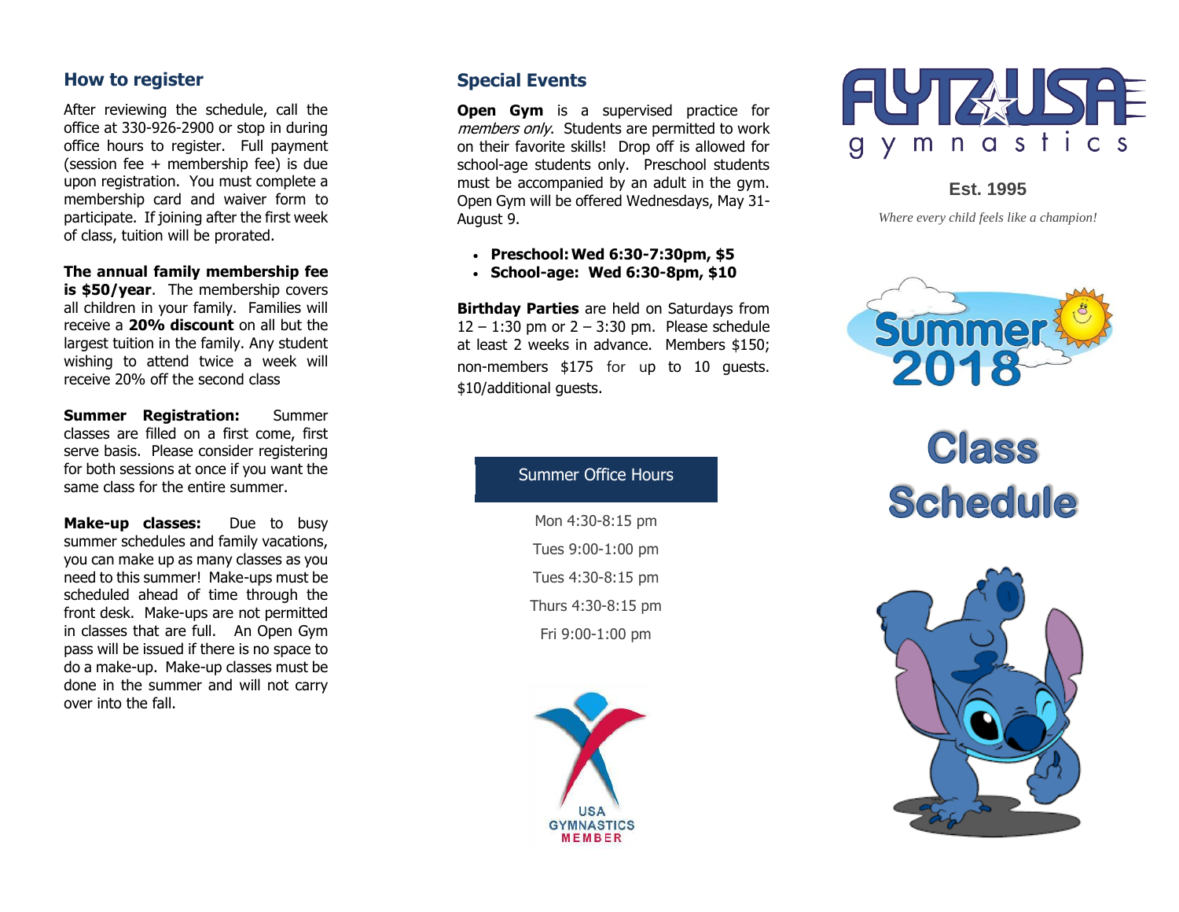## How to register

After reviewing the schedule, call the office at 330-926-2900 or stop in during office hours to register. Full payment (session fee + membership fee) is due upon registration. You must complete a membership card and waiver form to participate. If joining after the first week of class, tuition will be prorated.

**The annual family membership fee is $50/year**. The membership covers all children in your family. Families will receive a **20% discount** on all but the largest tuition in the family. Any student wishing to attend twice a week will receive 20% off the second class

**Summer Registration:** Summer classes are filled on a first come, first serve basis. Please consider registering for both sessions at once if you want the same class for the entire summer.

**Make-up classes:** Due to busy summer schedules and family vacations, you can make up as many classes as you need to this summer! Make-ups must be scheduled ahead of time through the front desk. Make-ups are not permitted in classes that are full. An Open Gym pass will be issued if there is no space to do a make-up. Make-up classes must be done in the summer and will not carry over into the fall.

## Special Events

**Open Gym** is a supervised practice for *members only*. Students are permitted to work on their favorite skills! Drop off is allowed for school-age students only. Preschool students must be accompanied by an adult in the gym. Open Gym will be offered Wednesdays, May 31-August 9.

- **Preschool: Wed 6:30-7:30pm, $5**
- **School-age: Wed 6:30-8pm, $10**

**Birthday Parties** are held on Saturdays from 12 – 1:30 pm or 2 – 3:30 pm. Please schedule at least 2 weeks in advance. Members $150; non-members $175 for up to 10 guests. $10/additional guests.

### Summer Office Hours

Mon 4:30-8:15 pm

Tues 9:00-1:00 pm

Tues 4:30-8:15 pm

Thurs 4:30-8:15 pm

Fri 9:00-1:00 pm

USA GYMNASTICS MEMBER

# FLYTZ USA gymnastics

**Est. 1995**

*Where every child feels like a champion!*

Summer 2018

# Class Schedule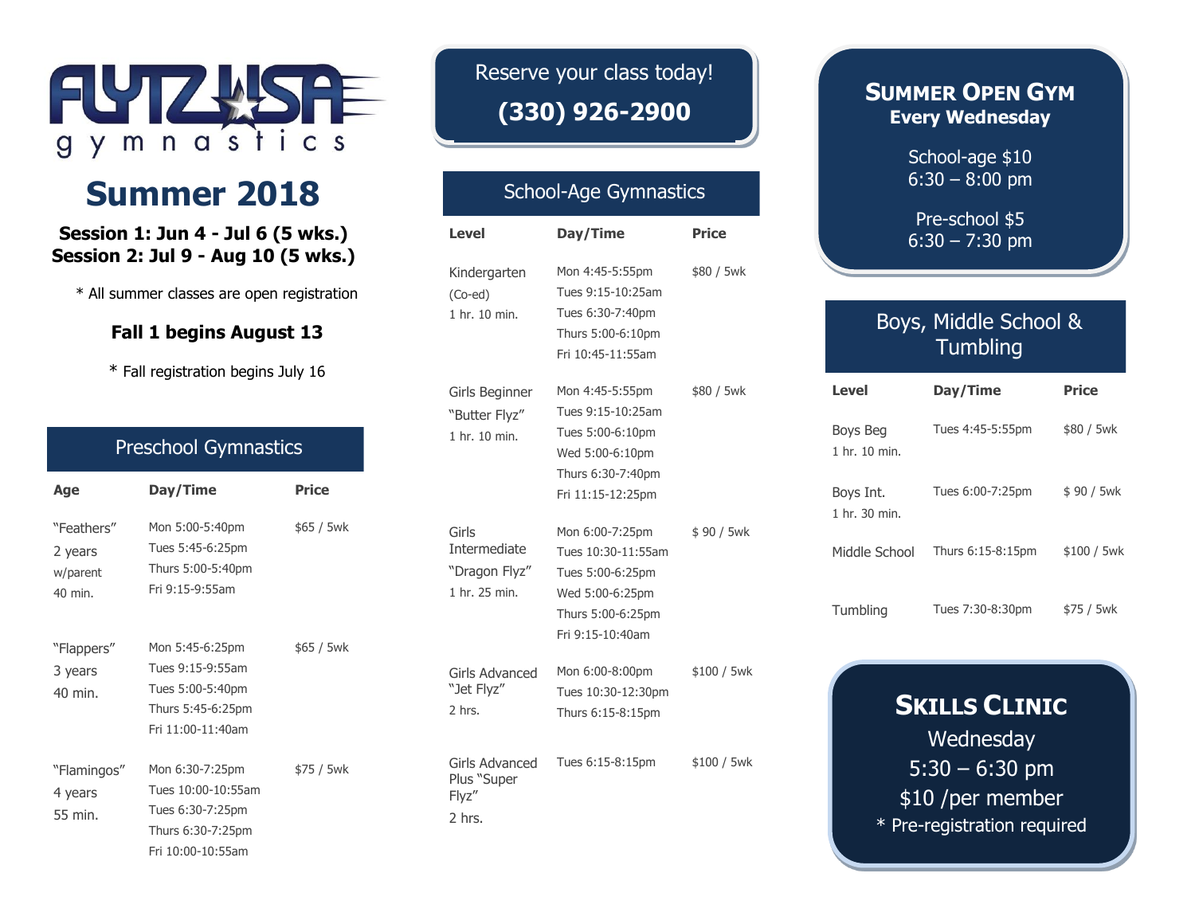# FLYTZ USA gymnastics

## Summer 2018

**Session 1: Jun 4 - Jul 6 (5 wks.)**
**Session 2: Jul 9 - Aug 10 (5 wks.)**

* All summer classes are open registration

**Fall 1 begins August 13**

* Fall registration begins July 16

## Preschool Gymnastics

| Age | Day/Time | Price |
|---|---|---|
| "Feathers" 2 years w/parent 40 min. | Mon 5:00-5:40pm<br>Tues 5:45-6:25pm<br>Thurs 5:00-5:40pm<br>Fri 9:15-9:55am | $65 / 5wk |
| "Flappers" 3 years 40 min. | Mon 5:45-6:25pm<br>Tues 9:15-9:55am<br>Tues 5:00-5:40pm<br>Thurs 5:45-6:25pm<br>Fri 11:00-11:40am | $65 / 5wk |
| "Flamingos" 4 years 55 min. | Mon 6:30-7:25pm<br>Tues 10:00-10:55am<br>Tues 6:30-7:25pm<br>Thurs 6:30-7:25pm<br>Fri 10:00-10:55am | $75 / 5wk |

Reserve your class today!

**(330) 926-2900**

## School-Age Gymnastics

| Level | Day/Time | Price |
|---|---|---|
| Kindergarten (Co-ed) 1 hr. 10 min. | Mon 4:45-5:55pm<br>Tues 9:15-10:25am<br>Tues 6:30-7:40pm<br>Thurs 5:00-6:10pm<br>Fri 10:45-11:55am | $80 / 5wk |
| Girls Beginner "Butter Flyz" 1 hr. 10 min. | Mon 4:45-5:55pm<br>Tues 9:15-10:25am<br>Tues 5:00-6:10pm<br>Wed 5:00-6:10pm<br>Thurs 6:30-7:40pm<br>Fri 11:15-12:25pm | $80 / 5wk |
| Girls Intermediate "Dragon Flyz" 1 hr. 25 min. | Mon 6:00-7:25pm<br>Tues 10:30-11:55am<br>Tues 5:00-6:25pm<br>Wed 5:00-6:25pm<br>Thurs 5:00-6:25pm<br>Fri 9:15-10:40am | $ 90 / 5wk |
| Girls Advanced "Jet Flyz" 2 hrs. | Mon 6:00-8:00pm<br>Tues 10:30-12:30pm<br>Thurs 6:15-8:15pm | $100 / 5wk |
| Girls Advanced Plus "Super Flyz" 2 hrs. | Tues 6:15-8:15pm | $100 / 5wk |

## Summer Open Gym
**Every Wednesday**

School-age $10
6:30 – 8:00 pm

Pre-school $5
6:30 – 7:30 pm

## Boys, Middle School & Tumbling

| Level | Day/Time | Price |
|---|---|---|
| Boys Beg 1 hr. 10 min. | Tues 4:45-5:55pm | $80 / 5wk |
| Boys Int. 1 hr. 30 min. | Tues 6:00-7:25pm | $ 90 / 5wk |
| Middle School | Thurs 6:15-8:15pm | $100 / 5wk |
| Tumbling | Tues 7:30-8:30pm | $75 / 5wk |

## Skills Clinic

Wednesday
5:30 – 6:30 pm
$10 /per member
* Pre-registration required